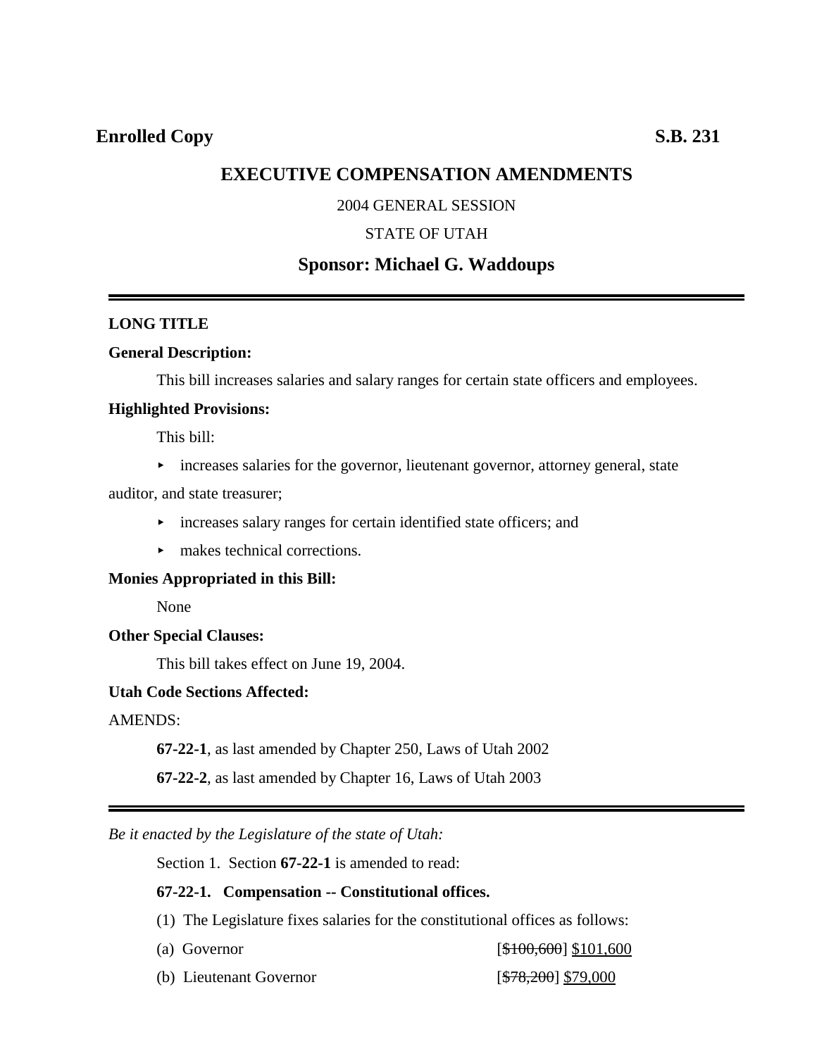**Enrolled Copy** **S.B. 231**

# EXECUTIVE COMPENSATION AMENDMENTS

2004 GENERAL SESSION

STATE OF UTAH

## Sponsor: Michael G. Waddoups

---

**LONG TITLE**

**General Description:**

This bill increases salaries and salary ranges for certain state officers and employees.

**Highlighted Provisions:**

This bill:

- increases salaries for the governor, lieutenant governor, attorney general, state auditor, and state treasurer;
- increases salary ranges for certain identified state officers; and
- makes technical corrections.

**Monies Appropriated in this Bill:**

None

**Other Special Clauses:**

This bill takes effect on June 19, 2004.

**Utah Code Sections Affected:**

AMENDS:

**67-22-1**, as last amended by Chapter 250, Laws of Utah 2002

**67-22-2**, as last amended by Chapter 16, Laws of Utah 2003

---

*Be it enacted by the Legislature of the state of Utah:*

Section 1. Section **67-22-1** is amended to read:

**67-22-1. Compensation -- Constitutional offices.**

(1) The Legislature fixes salaries for the constitutional offices as follows:

(a) Governor [~~$100,600~~] <u>$101,600</u>

(b) Lieutenant Governor [~~$78,200~~] <u>$79,000</u>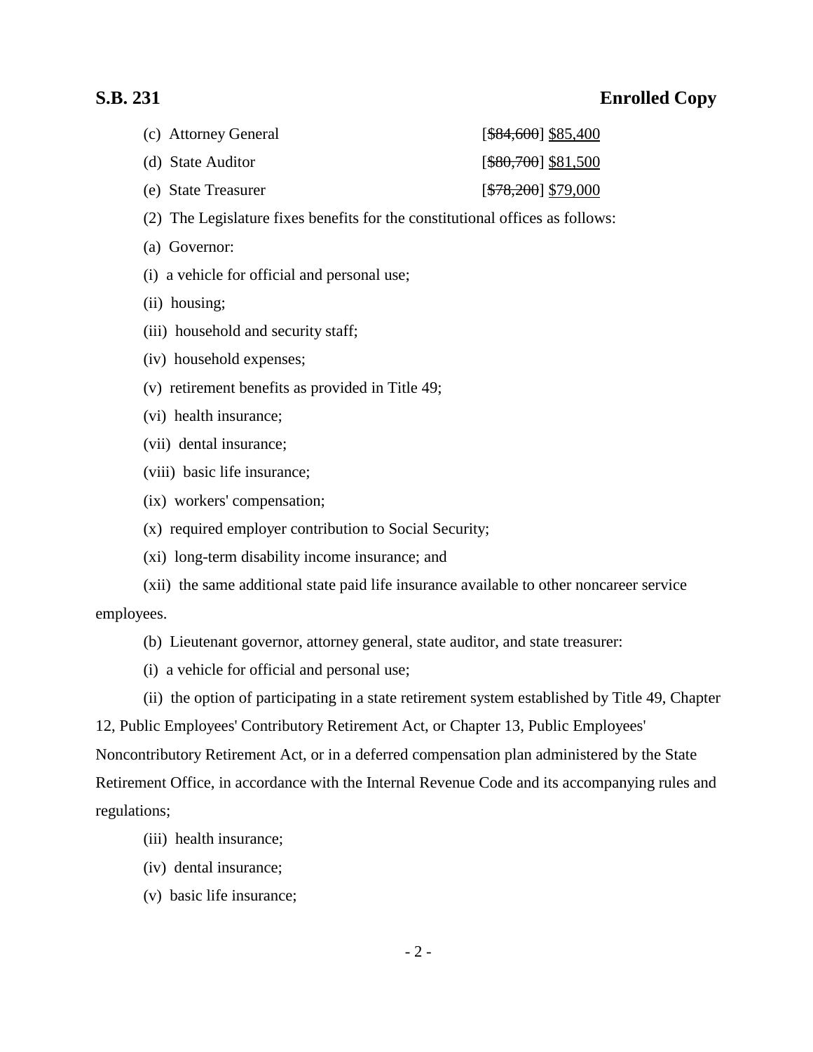(c) Attorney General [~~$84,600~~] <u>$85,400</u>

(d) State Auditor [~~$80,700~~] <u>$81,500</u>

(e) State Treasurer [~~$78,200~~] <u>$79,000</u>

(2) The Legislature fixes benefits for the constitutional offices as follows:

(a) Governor:

(i) a vehicle for official and personal use;

(ii) housing;

(iii) household and security staff;

(iv) household expenses;

(v) retirement benefits as provided in Title 49;

(vi) health insurance;

(vii) dental insurance;

(viii) basic life insurance;

(ix) workers' compensation;

(x) required employer contribution to Social Security;

(xi) long-term disability income insurance; and

(xii) the same additional state paid life insurance available to other noncareer service employees.

(b) Lieutenant governor, attorney general, state auditor, and state treasurer:

(i) a vehicle for official and personal use;

(ii) the option of participating in a state retirement system established by Title 49, Chapter 12, Public Employees' Contributory Retirement Act, or Chapter 13, Public Employees' Noncontributory Retirement Act, or in a deferred compensation plan administered by the State Retirement Office, in accordance with the Internal Revenue Code and its accompanying rules and regulations;

(iii) health insurance;

(iv) dental insurance;

(v) basic life insurance;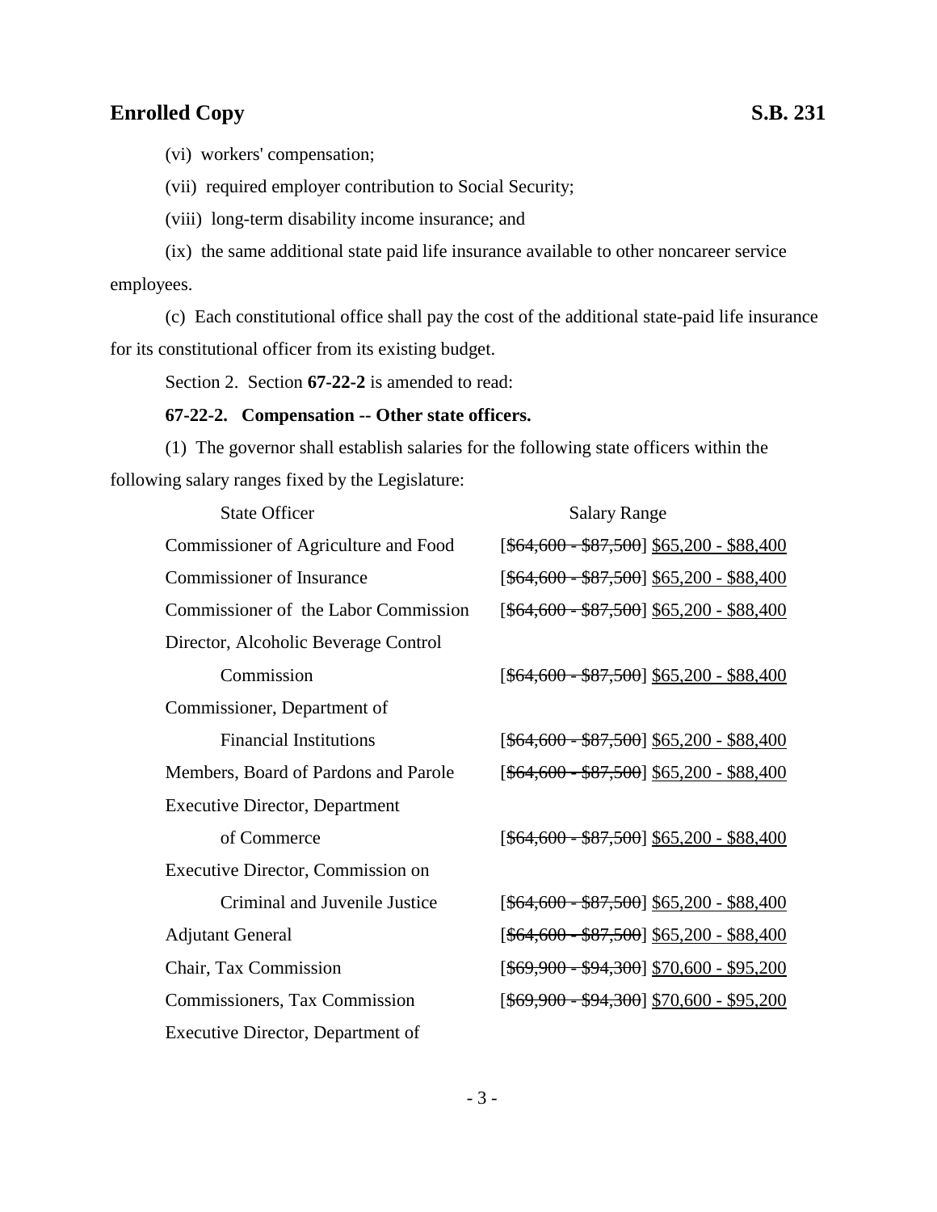(vi) workers' compensation;

(vii) required employer contribution to Social Security;

(viii) long-term disability income insurance; and

(ix) the same additional state paid life insurance available to other noncareer service employees.

(c) Each constitutional office shall pay the cost of the additional state-paid life insurance for its constitutional officer from its existing budget.

Section 2. Section **67-22-2** is amended to read:

**67-22-2. Compensation -- Other state officers.**

(1) The governor shall establish salaries for the following state officers within the following salary ranges fixed by the Legislature:

| State Officer | Salary Range |
|---|---|
| Commissioner of Agriculture and Food | [~~$64,600 - $87,500~~] $65,200 - $88,400 |
| Commissioner of Insurance | [~~$64,600 - $87,500~~] $65,200 - $88,400 |
| Commissioner of the Labor Commission | [~~$64,600 - $87,500~~] $65,200 - $88,400 |
| Director, Alcoholic Beverage Control Commission | [~~$64,600 - $87,500~~] $65,200 - $88,400 |
| Commissioner, Department of Financial Institutions | [~~$64,600 - $87,500~~] $65,200 - $88,400 |
| Members, Board of Pardons and Parole | [~~$64,600 - $87,500~~] $65,200 - $88,400 |
| Executive Director, Department of Commerce | [~~$64,600 - $87,500~~] $65,200 - $88,400 |
| Executive Director, Commission on Criminal and Juvenile Justice | [~~$64,600 - $87,500~~] $65,200 - $88,400 |
| Adjutant General | [~~$64,600 - $87,500~~] $65,200 - $88,400 |
| Chair, Tax Commission | [~~$69,900 - $94,300~~] $70,600 - $95,200 |
| Commissioners, Tax Commission | [~~$69,900 - $94,300~~] $70,600 - $95,200 |
| Executive Director, Department of | |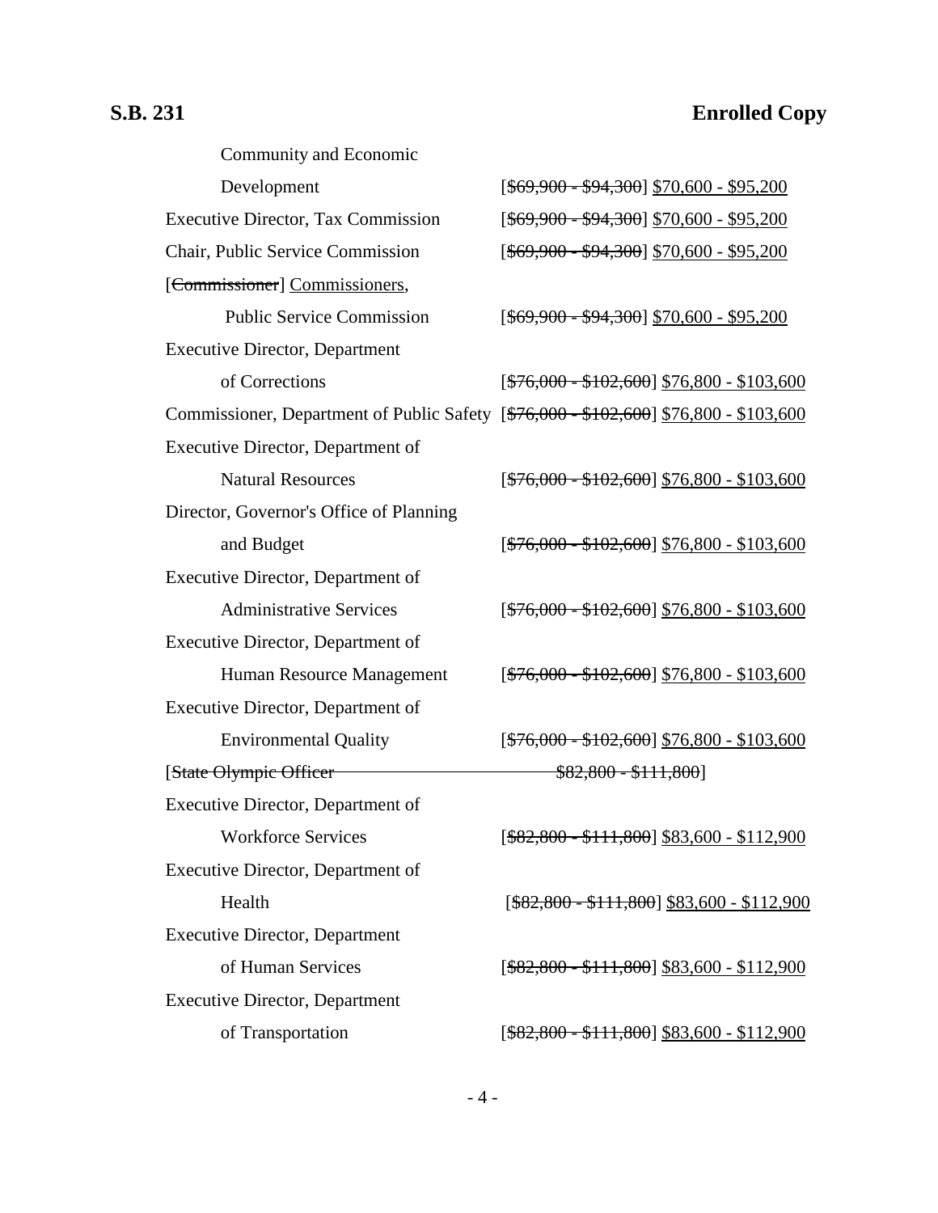| Position | Salary Range |
|---|---|
| Community and Economic Development | [~~$69,900 - $94,300~~] <u>$70,600 - $95,200</u> |
| Executive Director, Tax Commission | [~~$69,900 - $94,300~~] <u>$70,600 - $95,200</u> |
| Chair, Public Service Commission | [~~$69,900 - $94,300~~] <u>$70,600 - $95,200</u> |
| [~~Commissioner~~] <u>Commissioners</u>, Public Service Commission | [~~$69,900 - $94,300~~] <u>$70,600 - $95,200</u> |
| Executive Director, Department of Corrections | [~~$76,000 - $102,600~~] <u>$76,800 - $103,600</u> |
| Commissioner, Department of Public Safety | [~~$76,000 - $102,600~~] <u>$76,800 - $103,600</u> |
| Executive Director, Department of Natural Resources | [~~$76,000 - $102,600~~] <u>$76,800 - $103,600</u> |
| Director, Governor's Office of Planning and Budget | [~~$76,000 - $102,600~~] <u>$76,800 - $103,600</u> |
| Executive Director, Department of Administrative Services | [~~$76,000 - $102,600~~] <u>$76,800 - $103,600</u> |
| Executive Director, Department of Human Resource Management | [~~$76,000 - $102,600~~] <u>$76,800 - $103,600</u> |
| Executive Director, Department of Environmental Quality | [~~$76,000 - $102,600~~] <u>$76,800 - $103,600</u> |
| [~~State Olympic Officer~~ | ~~$82,800 - $111,800~~] |
| Executive Director, Department of Workforce Services | [~~$82,800 - $111,800~~] <u>$83,600 - $112,900</u> |
| Executive Director, Department of Health | [~~$82,800 - $111,800~~] <u>$83,600 - $112,900</u> |
| Executive Director, Department of Human Services | [~~$82,800 - $111,800~~] <u>$83,600 - $112,900</u> |
| Executive Director, Department of Transportation | [~~$82,800 - $111,800~~] <u>$83,600 - $112,900</u> |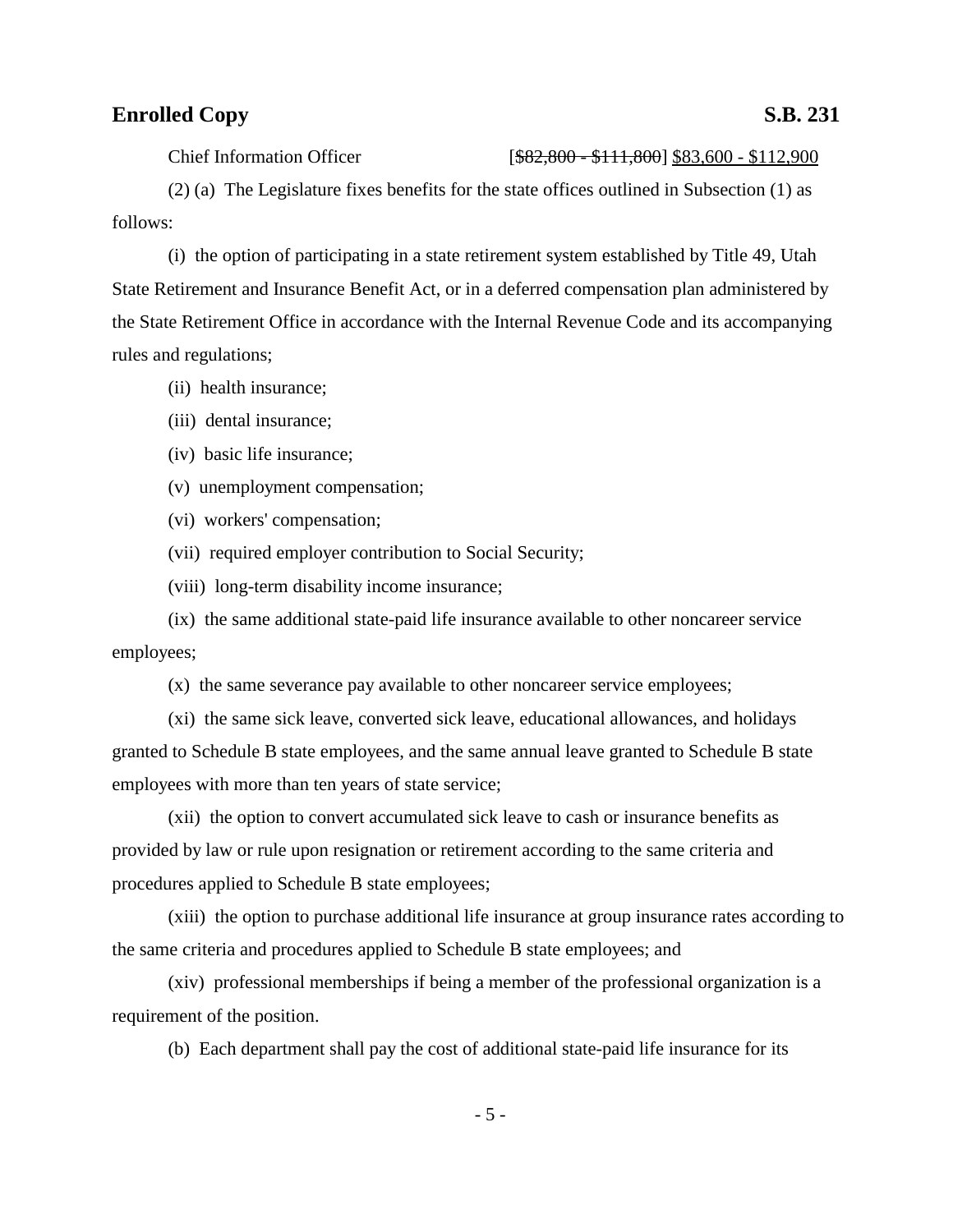Chief Information Officer [~~$82,800 - $111,800~~] <u>$83,600 - $112,900</u>

(2) (a) The Legislature fixes benefits for the state offices outlined in Subsection (1) as follows:

(i) the option of participating in a state retirement system established by Title 49, Utah State Retirement and Insurance Benefit Act, or in a deferred compensation plan administered by the State Retirement Office in accordance with the Internal Revenue Code and its accompanying rules and regulations;

(ii) health insurance;

(iii) dental insurance;

(iv) basic life insurance;

(v) unemployment compensation;

(vi) workers' compensation;

(vii) required employer contribution to Social Security;

(viii) long-term disability income insurance;

(ix) the same additional state-paid life insurance available to other noncareer service employees;

(x) the same severance pay available to other noncareer service employees;

(xi) the same sick leave, converted sick leave, educational allowances, and holidays granted to Schedule B state employees, and the same annual leave granted to Schedule B state employees with more than ten years of state service;

(xii) the option to convert accumulated sick leave to cash or insurance benefits as provided by law or rule upon resignation or retirement according to the same criteria and procedures applied to Schedule B state employees;

(xiii) the option to purchase additional life insurance at group insurance rates according to the same criteria and procedures applied to Schedule B state employees; and

(xiv) professional memberships if being a member of the professional organization is a requirement of the position.

(b) Each department shall pay the cost of additional state-paid life insurance for its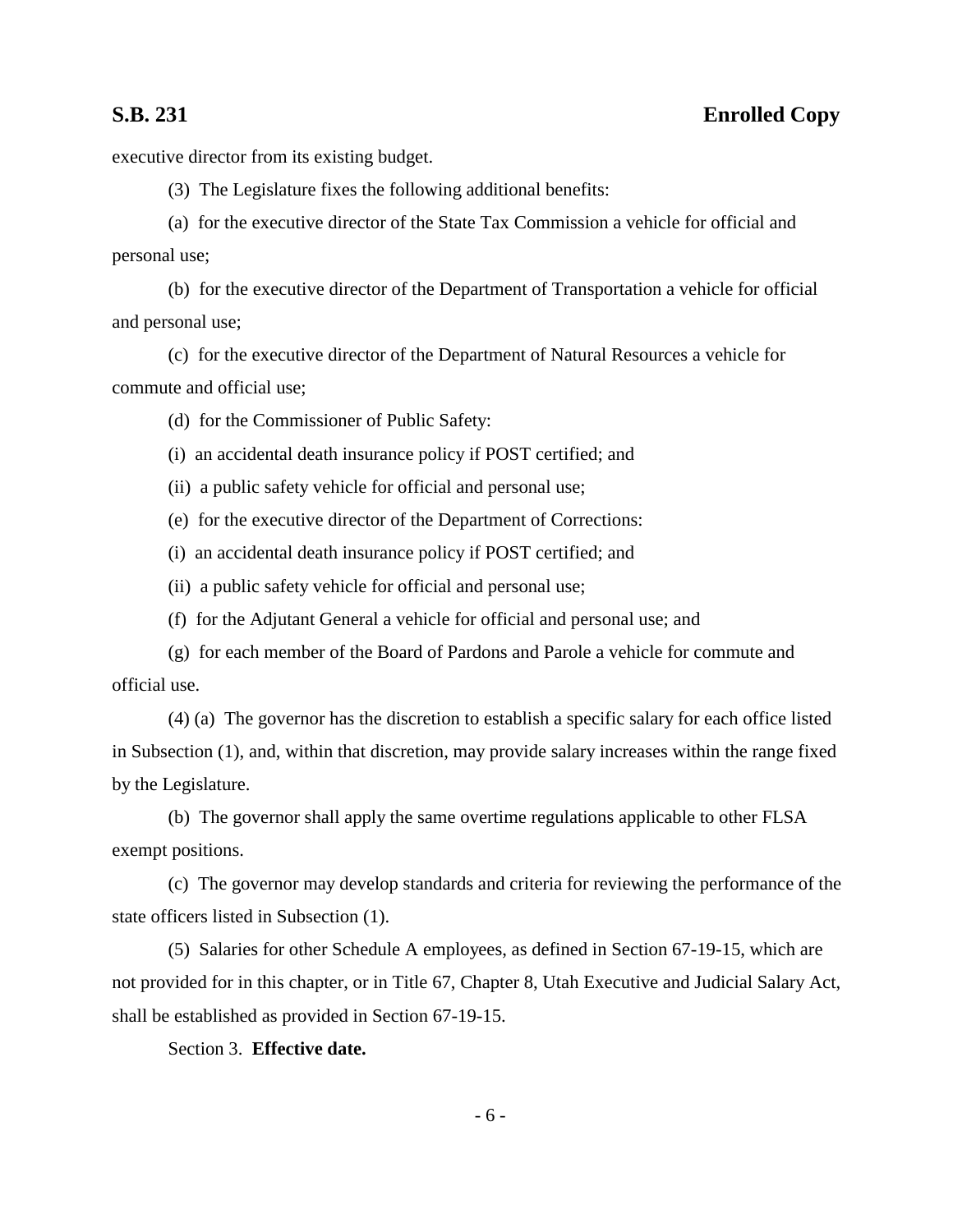executive director from its existing budget.

(3) The Legislature fixes the following additional benefits:

(a) for the executive director of the State Tax Commission a vehicle for official and personal use;

(b) for the executive director of the Department of Transportation a vehicle for official and personal use;

(c) for the executive director of the Department of Natural Resources a vehicle for commute and official use;

(d) for the Commissioner of Public Safety:

(i) an accidental death insurance policy if POST certified; and

(ii) a public safety vehicle for official and personal use;

(e) for the executive director of the Department of Corrections:

(i) an accidental death insurance policy if POST certified; and

(ii) a public safety vehicle for official and personal use;

(f) for the Adjutant General a vehicle for official and personal use; and

(g) for each member of the Board of Pardons and Parole a vehicle for commute and official use.

(4) (a) The governor has the discretion to establish a specific salary for each office listed in Subsection (1), and, within that discretion, may provide salary increases within the range fixed by the Legislature.

(b) The governor shall apply the same overtime regulations applicable to other FLSA exempt positions.

(c) The governor may develop standards and criteria for reviewing the performance of the state officers listed in Subsection (1).

(5) Salaries for other Schedule A employees, as defined in Section 67-19-15, which are not provided for in this chapter, or in Title 67, Chapter 8, Utah Executive and Judicial Salary Act, shall be established as provided in Section 67-19-15.

Section 3. **Effective date.**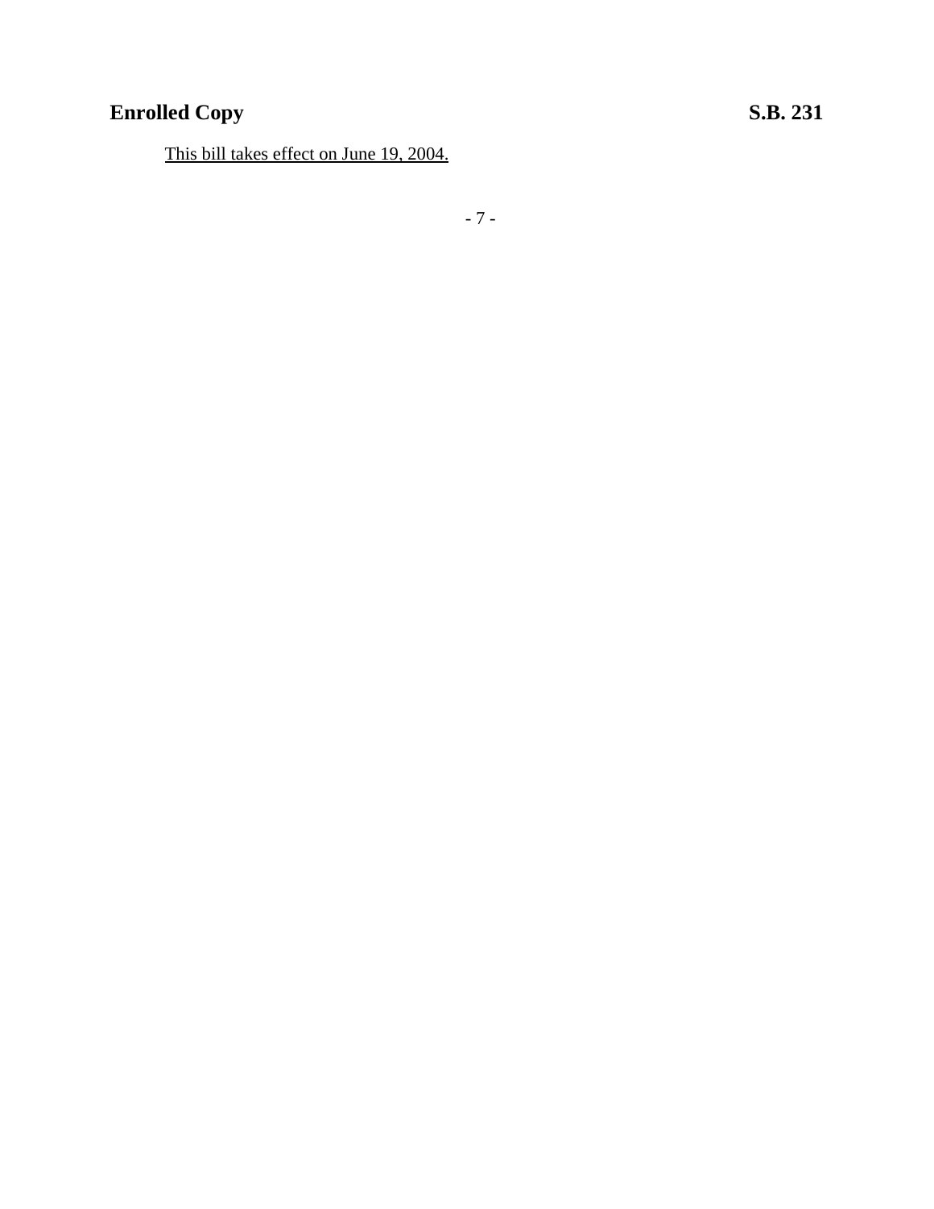This bill takes effect on June 19, 2004.